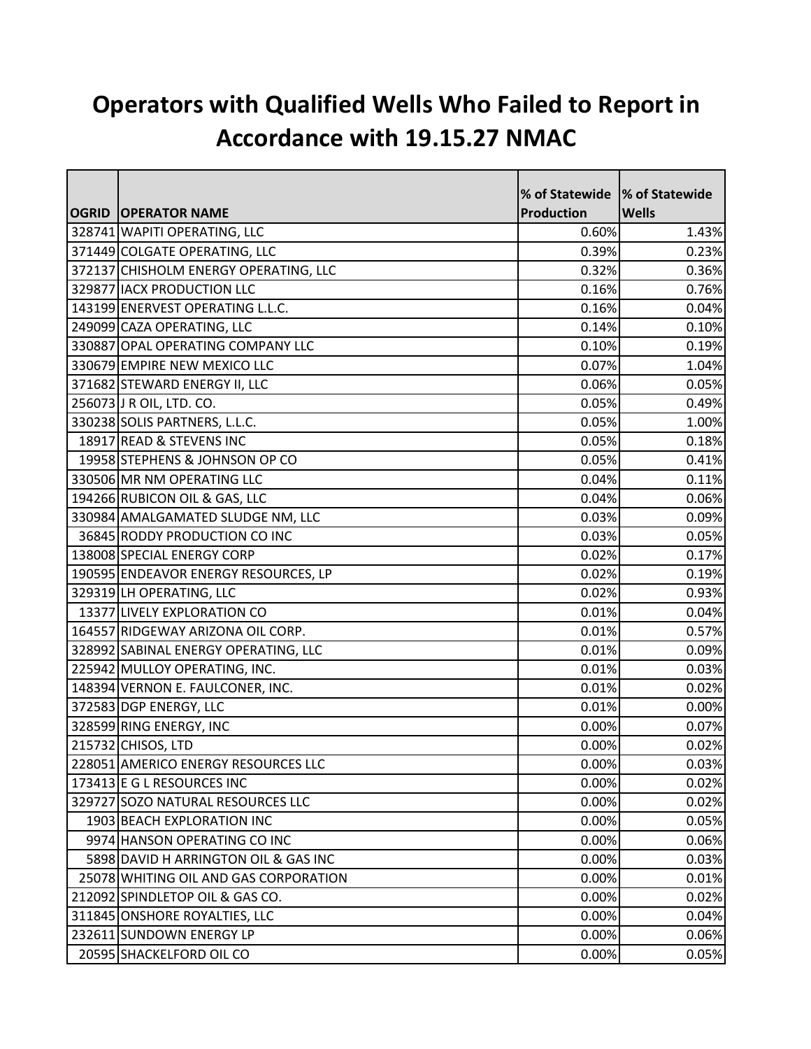# Operators with Qualified Wells Who Failed to Report in Accordance with 19.15.27 NMAC

| OGRID | OPERATOR NAME | % of Statewide Production | % of Statewide Wells |
|---|---|---|---|
| 328741 | WAPITI OPERATING, LLC | 0.60% | 1.43% |
| 371449 | COLGATE OPERATING, LLC | 0.39% | 0.23% |
| 372137 | CHISHOLM ENERGY OPERATING, LLC | 0.32% | 0.36% |
| 329877 | IACX PRODUCTION LLC | 0.16% | 0.76% |
| 143199 | ENERVEST OPERATING L.L.C. | 0.16% | 0.04% |
| 249099 | CAZA OPERATING, LLC | 0.14% | 0.10% |
| 330887 | OPAL OPERATING COMPANY LLC | 0.10% | 0.19% |
| 330679 | EMPIRE NEW MEXICO LLC | 0.07% | 1.04% |
| 371682 | STEWARD ENERGY II, LLC | 0.06% | 0.05% |
| 256073 | J R OIL, LTD. CO. | 0.05% | 0.49% |
| 330238 | SOLIS PARTNERS, L.L.C. | 0.05% | 1.00% |
| 18917 | READ & STEVENS INC | 0.05% | 0.18% |
| 19958 | STEPHENS & JOHNSON OP CO | 0.05% | 0.41% |
| 330506 | MR NM OPERATING LLC | 0.04% | 0.11% |
| 194266 | RUBICON OIL & GAS, LLC | 0.04% | 0.06% |
| 330984 | AMALGAMATED SLUDGE NM, LLC | 0.03% | 0.09% |
| 36845 | RODDY PRODUCTION CO INC | 0.03% | 0.05% |
| 138008 | SPECIAL ENERGY CORP | 0.02% | 0.17% |
| 190595 | ENDEAVOR ENERGY RESOURCES, LP | 0.02% | 0.19% |
| 329319 | LH OPERATING, LLC | 0.02% | 0.93% |
| 13377 | LIVELY EXPLORATION CO | 0.01% | 0.04% |
| 164557 | RIDGEWAY ARIZONA OIL CORP. | 0.01% | 0.57% |
| 328992 | SABINAL ENERGY OPERATING, LLC | 0.01% | 0.09% |
| 225942 | MULLOY OPERATING, INC. | 0.01% | 0.03% |
| 148394 | VERNON E. FAULCONER, INC. | 0.01% | 0.02% |
| 372583 | DGP ENERGY, LLC | 0.01% | 0.00% |
| 328599 | RING ENERGY, INC | 0.00% | 0.07% |
| 215732 | CHISOS, LTD | 0.00% | 0.02% |
| 228051 | AMERICO ENERGY RESOURCES LLC | 0.00% | 0.03% |
| 173413 | E G L RESOURCES INC | 0.00% | 0.02% |
| 329727 | SOZO NATURAL RESOURCES LLC | 0.00% | 0.02% |
| 1903 | BEACH EXPLORATION INC | 0.00% | 0.05% |
| 9974 | HANSON OPERATING CO INC | 0.00% | 0.06% |
| 5898 | DAVID H ARRINGTON OIL & GAS INC | 0.00% | 0.03% |
| 25078 | WHITING OIL AND GAS CORPORATION | 0.00% | 0.01% |
| 212092 | SPINDLETOP OIL & GAS CO. | 0.00% | 0.02% |
| 311845 | ONSHORE ROYALTIES, LLC | 0.00% | 0.04% |
| 232611 | SUNDOWN ENERGY LP | 0.00% | 0.06% |
| 20595 | SHACKELFORD OIL CO | 0.00% | 0.05% |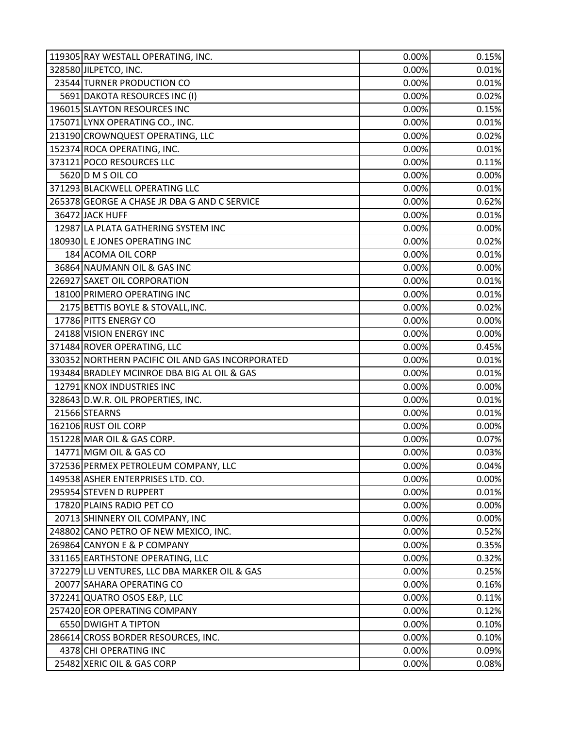| | | | |
|---|---|---|---|
| 119305 | RAY WESTALL OPERATING, INC. | 0.00% | 0.15% |
| 328580 | JILPETCO, INC. | 0.00% | 0.01% |
| 23544 | TURNER PRODUCTION CO | 0.00% | 0.01% |
| 5691 | DAKOTA RESOURCES INC (I) | 0.00% | 0.02% |
| 196015 | SLAYTON RESOURCES INC | 0.00% | 0.15% |
| 175071 | LYNX OPERATING CO., INC. | 0.00% | 0.01% |
| 213190 | CROWNQUEST OPERATING, LLC | 0.00% | 0.02% |
| 152374 | ROCA OPERATING, INC. | 0.00% | 0.01% |
| 373121 | POCO RESOURCES LLC | 0.00% | 0.11% |
| 5620 | D M S OIL CO | 0.00% | 0.00% |
| 371293 | BLACKWELL OPERATING LLC | 0.00% | 0.01% |
| 265378 | GEORGE A CHASE JR DBA G AND C SERVICE | 0.00% | 0.62% |
| 36472 | JACK HUFF | 0.00% | 0.01% |
| 12987 | LA PLATA GATHERING SYSTEM INC | 0.00% | 0.00% |
| 180930 | L E JONES OPERATING INC | 0.00% | 0.02% |
| 184 | ACOMA OIL CORP | 0.00% | 0.01% |
| 36864 | NAUMANN OIL & GAS INC | 0.00% | 0.00% |
| 226927 | SAXET OIL CORPORATION | 0.00% | 0.01% |
| 18100 | PRIMERO OPERATING INC | 0.00% | 0.01% |
| 2175 | BETTIS BOYLE & STOVALL,INC. | 0.00% | 0.02% |
| 17786 | PITTS ENERGY CO | 0.00% | 0.00% |
| 24188 | VISION ENERGY INC | 0.00% | 0.00% |
| 371484 | ROVER OPERATING, LLC | 0.00% | 0.45% |
| 330352 | NORTHERN PACIFIC OIL AND GAS INCORPORATED | 0.00% | 0.01% |
| 193484 | BRADLEY MCINROE DBA BIG AL OIL & GAS | 0.00% | 0.01% |
| 12791 | KNOX INDUSTRIES INC | 0.00% | 0.00% |
| 328643 | D.W.R. OIL PROPERTIES, INC. | 0.00% | 0.01% |
| 21566 | STEARNS | 0.00% | 0.01% |
| 162106 | RUST OIL CORP | 0.00% | 0.00% |
| 151228 | MAR OIL & GAS CORP. | 0.00% | 0.07% |
| 14771 | MGM OIL & GAS CO | 0.00% | 0.03% |
| 372536 | PERMEX PETROLEUM COMPANY, LLC | 0.00% | 0.04% |
| 149538 | ASHER ENTERPRISES LTD. CO. | 0.00% | 0.00% |
| 295954 | STEVEN D RUPPERT | 0.00% | 0.01% |
| 17820 | PLAINS RADIO PET CO | 0.00% | 0.00% |
| 20713 | SHINNERY OIL COMPANY, INC | 0.00% | 0.00% |
| 248802 | CANO PETRO OF NEW MEXICO, INC. | 0.00% | 0.52% |
| 269864 | CANYON E & P COMPANY | 0.00% | 0.35% |
| 331165 | EARTHSTONE OPERATING, LLC | 0.00% | 0.32% |
| 372279 | LLJ VENTURES, LLC DBA MARKER OIL & GAS | 0.00% | 0.25% |
| 20077 | SAHARA OPERATING CO | 0.00% | 0.16% |
| 372241 | QUATRO OSOS E&P, LLC | 0.00% | 0.11% |
| 257420 | EOR OPERATING COMPANY | 0.00% | 0.12% |
| 6550 | DWIGHT A TIPTON | 0.00% | 0.10% |
| 286614 | CROSS BORDER RESOURCES, INC. | 0.00% | 0.10% |
| 4378 | CHI OPERATING INC | 0.00% | 0.09% |
| 25482 | XERIC OIL & GAS CORP | 0.00% | 0.08% |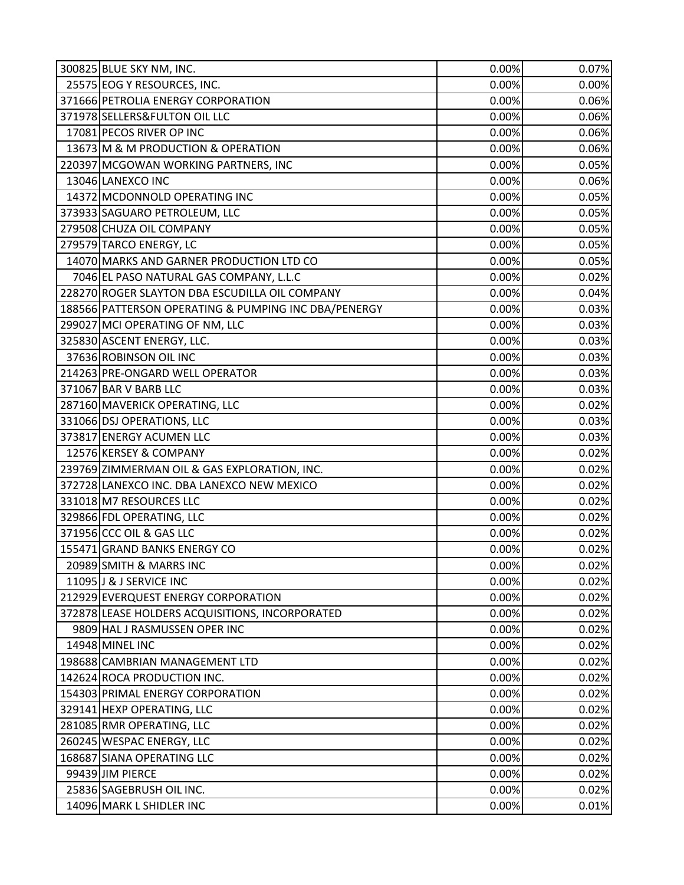| | | | |
|---|---|---|---|
| 300825 | BLUE SKY NM, INC. | 0.00% | 0.07% |
| 25575 | EOG Y RESOURCES, INC. | 0.00% | 0.00% |
| 371666 | PETROLIA ENERGY CORPORATION | 0.00% | 0.06% |
| 371978 | SELLERS&FULTON OIL LLC | 0.00% | 0.06% |
| 17081 | PECOS RIVER OP INC | 0.00% | 0.06% |
| 13673 | M & M PRODUCTION & OPERATION | 0.00% | 0.06% |
| 220397 | MCGOWAN WORKING PARTNERS, INC | 0.00% | 0.05% |
| 13046 | LANEXCO INC | 0.00% | 0.06% |
| 14372 | MCDONNOLD OPERATING INC | 0.00% | 0.05% |
| 373933 | SAGUARO PETROLEUM, LLC | 0.00% | 0.05% |
| 279508 | CHUZA OIL COMPANY | 0.00% | 0.05% |
| 279579 | TARCO ENERGY, LC | 0.00% | 0.05% |
| 14070 | MARKS AND GARNER PRODUCTION LTD CO | 0.00% | 0.05% |
| 7046 | EL PASO NATURAL GAS COMPANY, L.L.C | 0.00% | 0.02% |
| 228270 | ROGER SLAYTON DBA ESCUDILLA OIL COMPANY | 0.00% | 0.04% |
| 188566 | PATTERSON OPERATING & PUMPING INC DBA/PENERGY | 0.00% | 0.03% |
| 299027 | MCI OPERATING OF NM, LLC | 0.00% | 0.03% |
| 325830 | ASCENT ENERGY, LLC. | 0.00% | 0.03% |
| 37636 | ROBINSON OIL INC | 0.00% | 0.03% |
| 214263 | PRE-ONGARD WELL OPERATOR | 0.00% | 0.03% |
| 371067 | BAR V BARB LLC | 0.00% | 0.03% |
| 287160 | MAVERICK OPERATING, LLC | 0.00% | 0.02% |
| 331066 | DSJ OPERATIONS, LLC | 0.00% | 0.03% |
| 373817 | ENERGY ACUMEN LLC | 0.00% | 0.03% |
| 12576 | KERSEY & COMPANY | 0.00% | 0.02% |
| 239769 | ZIMMERMAN OIL & GAS EXPLORATION, INC. | 0.00% | 0.02% |
| 372728 | LANEXCO INC. DBA LANEXCO NEW MEXICO | 0.00% | 0.02% |
| 331018 | M7 RESOURCES LLC | 0.00% | 0.02% |
| 329866 | FDL OPERATING, LLC | 0.00% | 0.02% |
| 371956 | CCC OIL & GAS LLC | 0.00% | 0.02% |
| 155471 | GRAND BANKS ENERGY CO | 0.00% | 0.02% |
| 20989 | SMITH & MARRS INC | 0.00% | 0.02% |
| 11095 | J & J SERVICE INC | 0.00% | 0.02% |
| 212929 | EVERQUEST ENERGY CORPORATION | 0.00% | 0.02% |
| 372878 | LEASE HOLDERS ACQUISITIONS, INCORPORATED | 0.00% | 0.02% |
| 9809 | HAL J RASMUSSEN OPER INC | 0.00% | 0.02% |
| 14948 | MINEL INC | 0.00% | 0.02% |
| 198688 | CAMBRIAN MANAGEMENT LTD | 0.00% | 0.02% |
| 142624 | ROCA PRODUCTION INC. | 0.00% | 0.02% |
| 154303 | PRIMAL ENERGY CORPORATION | 0.00% | 0.02% |
| 329141 | HEXP OPERATING, LLC | 0.00% | 0.02% |
| 281085 | RMR OPERATING, LLC | 0.00% | 0.02% |
| 260245 | WESPAC ENERGY, LLC | 0.00% | 0.02% |
| 168687 | SIANA OPERATING LLC | 0.00% | 0.02% |
| 99439 | JIM PIERCE | 0.00% | 0.02% |
| 25836 | SAGEBRUSH OIL INC. | 0.00% | 0.02% |
| 14096 | MARK L SHIDLER INC | 0.00% | 0.01% |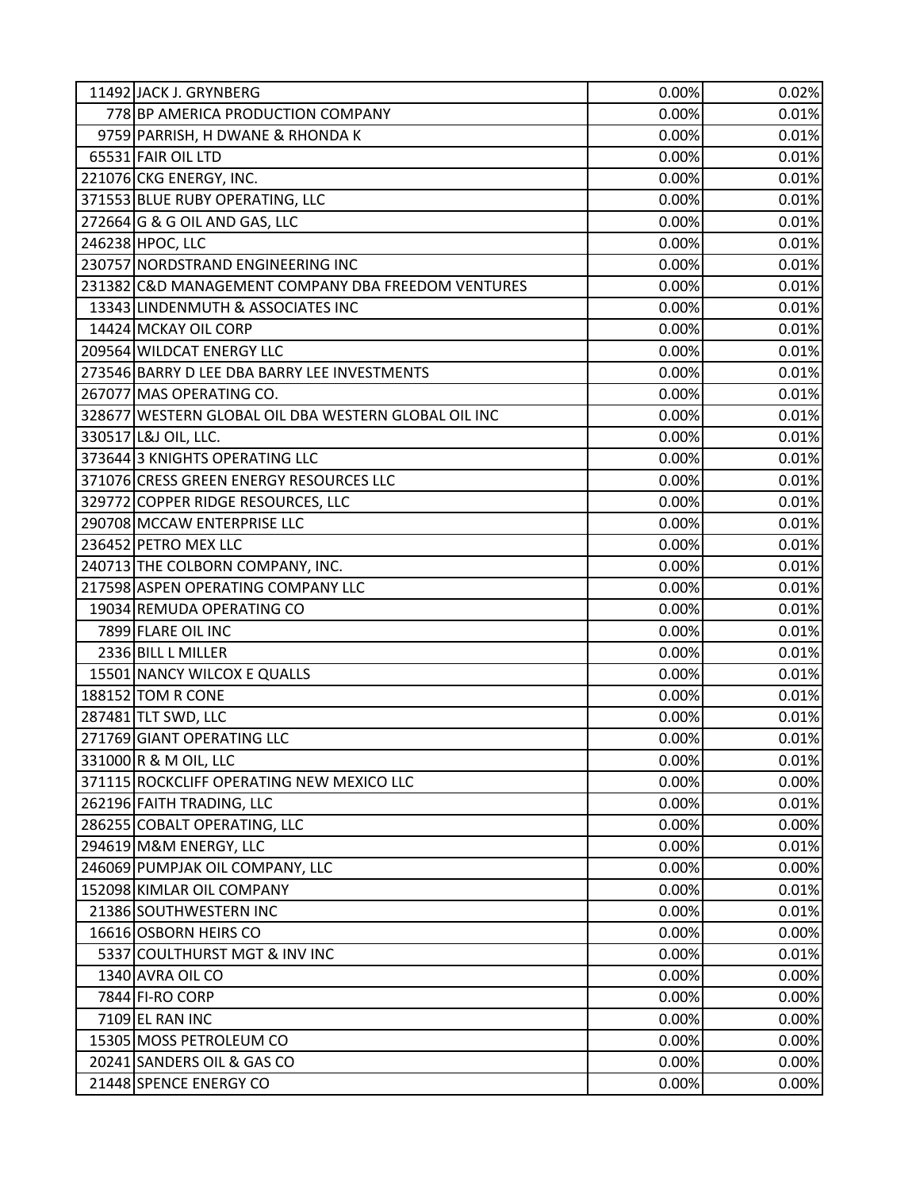| | | | |
|---|---|---|---|
| 11492 | JACK J. GRYNBERG | 0.00% | 0.02% |
| 778 | BP AMERICA PRODUCTION COMPANY | 0.00% | 0.01% |
| 9759 | PARRISH, H DWANE & RHONDA K | 0.00% | 0.01% |
| 65531 | FAIR OIL LTD | 0.00% | 0.01% |
| 221076 | CKG ENERGY, INC. | 0.00% | 0.01% |
| 371553 | BLUE RUBY OPERATING, LLC | 0.00% | 0.01% |
| 272664 | G & G OIL AND GAS, LLC | 0.00% | 0.01% |
| 246238 | HPOC, LLC | 0.00% | 0.01% |
| 230757 | NORDSTRAND ENGINEERING INC | 0.00% | 0.01% |
| 231382 | C&D MANAGEMENT COMPANY DBA FREEDOM VENTURES | 0.00% | 0.01% |
| 13343 | LINDENMUTH & ASSOCIATES INC | 0.00% | 0.01% |
| 14424 | MCKAY OIL CORP | 0.00% | 0.01% |
| 209564 | WILDCAT ENERGY LLC | 0.00% | 0.01% |
| 273546 | BARRY D LEE DBA BARRY LEE INVESTMENTS | 0.00% | 0.01% |
| 267077 | MAS OPERATING CO. | 0.00% | 0.01% |
| 328677 | WESTERN GLOBAL OIL DBA WESTERN GLOBAL OIL INC | 0.00% | 0.01% |
| 330517 | L&J OIL, LLC. | 0.00% | 0.01% |
| 373644 | 3 KNIGHTS OPERATING LLC | 0.00% | 0.01% |
| 371076 | CRESS GREEN ENERGY RESOURCES LLC | 0.00% | 0.01% |
| 329772 | COPPER RIDGE RESOURCES, LLC | 0.00% | 0.01% |
| 290708 | MCCAW ENTERPRISE LLC | 0.00% | 0.01% |
| 236452 | PETRO MEX LLC | 0.00% | 0.01% |
| 240713 | THE COLBORN COMPANY, INC. | 0.00% | 0.01% |
| 217598 | ASPEN OPERATING COMPANY LLC | 0.00% | 0.01% |
| 19034 | REMUDA OPERATING CO | 0.00% | 0.01% |
| 7899 | FLARE OIL INC | 0.00% | 0.01% |
| 2336 | BILL L MILLER | 0.00% | 0.01% |
| 15501 | NANCY WILCOX E QUALLS | 0.00% | 0.01% |
| 188152 | TOM R CONE | 0.00% | 0.01% |
| 287481 | TLT SWD, LLC | 0.00% | 0.01% |
| 271769 | GIANT OPERATING LLC | 0.00% | 0.01% |
| 331000 | R & M OIL, LLC | 0.00% | 0.01% |
| 371115 | ROCKCLIFF OPERATING NEW MEXICO LLC | 0.00% | 0.00% |
| 262196 | FAITH TRADING, LLC | 0.00% | 0.01% |
| 286255 | COBALT OPERATING, LLC | 0.00% | 0.00% |
| 294619 | M&M ENERGY, LLC | 0.00% | 0.01% |
| 246069 | PUMPJAK OIL COMPANY, LLC | 0.00% | 0.00% |
| 152098 | KIMLAR OIL COMPANY | 0.00% | 0.01% |
| 21386 | SOUTHWESTERN INC | 0.00% | 0.01% |
| 16616 | OSBORN HEIRS CO | 0.00% | 0.00% |
| 5337 | COULTHURST MGT & INV INC | 0.00% | 0.01% |
| 1340 | AVRA OIL CO | 0.00% | 0.00% |
| 7844 | FI-RO CORP | 0.00% | 0.00% |
| 7109 | EL RAN INC | 0.00% | 0.00% |
| 15305 | MOSS PETROLEUM CO | 0.00% | 0.00% |
| 20241 | SANDERS OIL & GAS CO | 0.00% | 0.00% |
| 21448 | SPENCE ENERGY CO | 0.00% | 0.00% |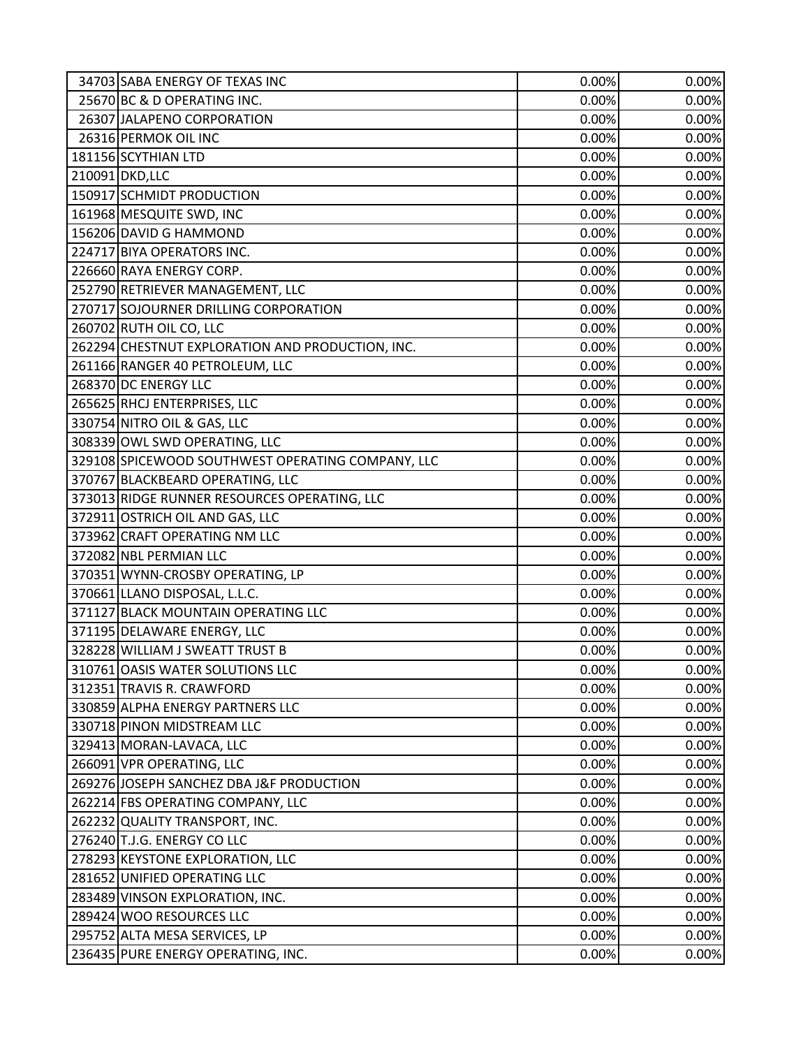| | | | |
|---|---|---|---|
| 34703 | SABA ENERGY OF TEXAS INC | 0.00% | 0.00% |
| 25670 | BC & D OPERATING INC. | 0.00% | 0.00% |
| 26307 | JALAPENO CORPORATION | 0.00% | 0.00% |
| 26316 | PERMOK OIL INC | 0.00% | 0.00% |
| 181156 | SCYTHIAN LTD | 0.00% | 0.00% |
| 210091 | DKD,LLC | 0.00% | 0.00% |
| 150917 | SCHMIDT PRODUCTION | 0.00% | 0.00% |
| 161968 | MESQUITE SWD, INC | 0.00% | 0.00% |
| 156206 | DAVID G HAMMOND | 0.00% | 0.00% |
| 224717 | BIYA OPERATORS INC. | 0.00% | 0.00% |
| 226660 | RAYA ENERGY CORP. | 0.00% | 0.00% |
| 252790 | RETRIEVER MANAGEMENT, LLC | 0.00% | 0.00% |
| 270717 | SOJOURNER DRILLING CORPORATION | 0.00% | 0.00% |
| 260702 | RUTH OIL CO, LLC | 0.00% | 0.00% |
| 262294 | CHESTNUT EXPLORATION AND PRODUCTION, INC. | 0.00% | 0.00% |
| 261166 | RANGER 40 PETROLEUM, LLC | 0.00% | 0.00% |
| 268370 | DC ENERGY LLC | 0.00% | 0.00% |
| 265625 | RHCJ ENTERPRISES, LLC | 0.00% | 0.00% |
| 330754 | NITRO OIL & GAS, LLC | 0.00% | 0.00% |
| 308339 | OWL SWD OPERATING, LLC | 0.00% | 0.00% |
| 329108 | SPICEWOOD SOUTHWEST OPERATING COMPANY, LLC | 0.00% | 0.00% |
| 370767 | BLACKBEARD OPERATING, LLC | 0.00% | 0.00% |
| 373013 | RIDGE RUNNER RESOURCES OPERATING, LLC | 0.00% | 0.00% |
| 372911 | OSTRICH OIL AND GAS, LLC | 0.00% | 0.00% |
| 373962 | CRAFT OPERATING NM LLC | 0.00% | 0.00% |
| 372082 | NBL PERMIAN LLC | 0.00% | 0.00% |
| 370351 | WYNN-CROSBY OPERATING, LP | 0.00% | 0.00% |
| 370661 | LLANO DISPOSAL, L.L.C. | 0.00% | 0.00% |
| 371127 | BLACK MOUNTAIN OPERATING LLC | 0.00% | 0.00% |
| 371195 | DELAWARE ENERGY, LLC | 0.00% | 0.00% |
| 328228 | WILLIAM J SWEATT TRUST B | 0.00% | 0.00% |
| 310761 | OASIS WATER SOLUTIONS LLC | 0.00% | 0.00% |
| 312351 | TRAVIS R. CRAWFORD | 0.00% | 0.00% |
| 330859 | ALPHA ENERGY PARTNERS LLC | 0.00% | 0.00% |
| 330718 | PINON MIDSTREAM LLC | 0.00% | 0.00% |
| 329413 | MORAN-LAVACA, LLC | 0.00% | 0.00% |
| 266091 | VPR OPERATING, LLC | 0.00% | 0.00% |
| 269276 | JOSEPH SANCHEZ DBA J&F PRODUCTION | 0.00% | 0.00% |
| 262214 | FBS OPERATING COMPANY, LLC | 0.00% | 0.00% |
| 262232 | QUALITY TRANSPORT, INC. | 0.00% | 0.00% |
| 276240 | T.J.G. ENERGY CO LLC | 0.00% | 0.00% |
| 278293 | KEYSTONE EXPLORATION, LLC | 0.00% | 0.00% |
| 281652 | UNIFIED OPERATING LLC | 0.00% | 0.00% |
| 283489 | VINSON EXPLORATION, INC. | 0.00% | 0.00% |
| 289424 | WOO RESOURCES LLC | 0.00% | 0.00% |
| 295752 | ALTA MESA SERVICES, LP | 0.00% | 0.00% |
| 236435 | PURE ENERGY OPERATING, INC. | 0.00% | 0.00% |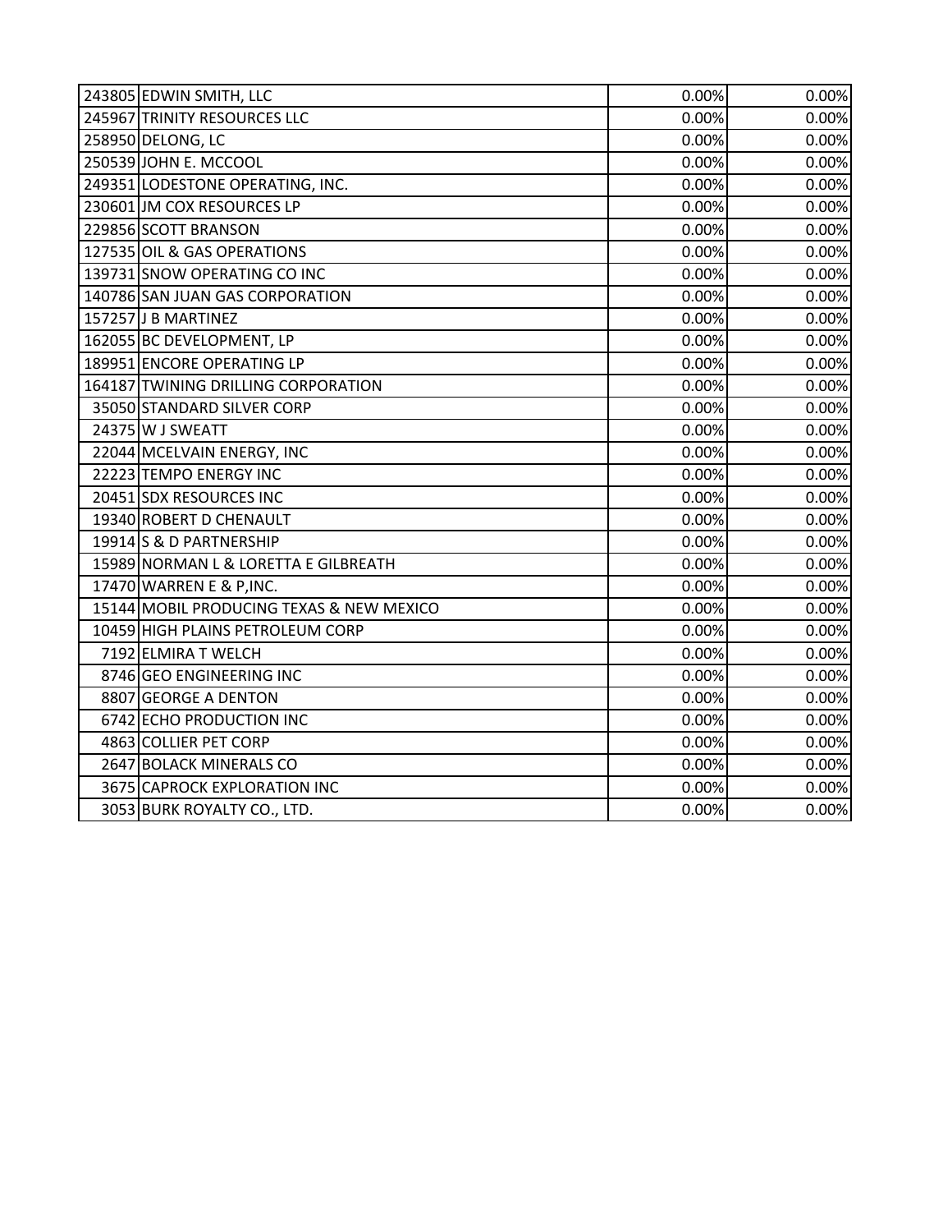| | | | |
|---|---|---|---|
| 243805 | EDWIN SMITH, LLC | 0.00% | 0.00% |
| 245967 | TRINITY RESOURCES LLC | 0.00% | 0.00% |
| 258950 | DELONG, LC | 0.00% | 0.00% |
| 250539 | JOHN E. MCCOOL | 0.00% | 0.00% |
| 249351 | LODESTONE OPERATING, INC. | 0.00% | 0.00% |
| 230601 | JM COX RESOURCES LP | 0.00% | 0.00% |
| 229856 | SCOTT BRANSON | 0.00% | 0.00% |
| 127535 | OIL & GAS OPERATIONS | 0.00% | 0.00% |
| 139731 | SNOW OPERATING CO INC | 0.00% | 0.00% |
| 140786 | SAN JUAN GAS CORPORATION | 0.00% | 0.00% |
| 157257 | J B MARTINEZ | 0.00% | 0.00% |
| 162055 | BC DEVELOPMENT, LP | 0.00% | 0.00% |
| 189951 | ENCORE OPERATING LP | 0.00% | 0.00% |
| 164187 | TWINING DRILLING CORPORATION | 0.00% | 0.00% |
| 35050 | STANDARD SILVER CORP | 0.00% | 0.00% |
| 24375 | W J SWEATT | 0.00% | 0.00% |
| 22044 | MCELVAIN ENERGY, INC | 0.00% | 0.00% |
| 22223 | TEMPO ENERGY INC | 0.00% | 0.00% |
| 20451 | SDX RESOURCES INC | 0.00% | 0.00% |
| 19340 | ROBERT D CHENAULT | 0.00% | 0.00% |
| 19914 | S & D PARTNERSHIP | 0.00% | 0.00% |
| 15989 | NORMAN L & LORETTA E GILBREATH | 0.00% | 0.00% |
| 17470 | WARREN E & P,INC. | 0.00% | 0.00% |
| 15144 | MOBIL PRODUCING TEXAS & NEW MEXICO | 0.00% | 0.00% |
| 10459 | HIGH PLAINS PETROLEUM CORP | 0.00% | 0.00% |
| 7192 | ELMIRA T WELCH | 0.00% | 0.00% |
| 8746 | GEO ENGINEERING INC | 0.00% | 0.00% |
| 8807 | GEORGE A DENTON | 0.00% | 0.00% |
| 6742 | ECHO PRODUCTION INC | 0.00% | 0.00% |
| 4863 | COLLIER PET CORP | 0.00% | 0.00% |
| 2647 | BOLACK MINERALS CO | 0.00% | 0.00% |
| 3675 | CAPROCK EXPLORATION INC | 0.00% | 0.00% |
| 3053 | BURK ROYALTY CO., LTD. | 0.00% | 0.00% |